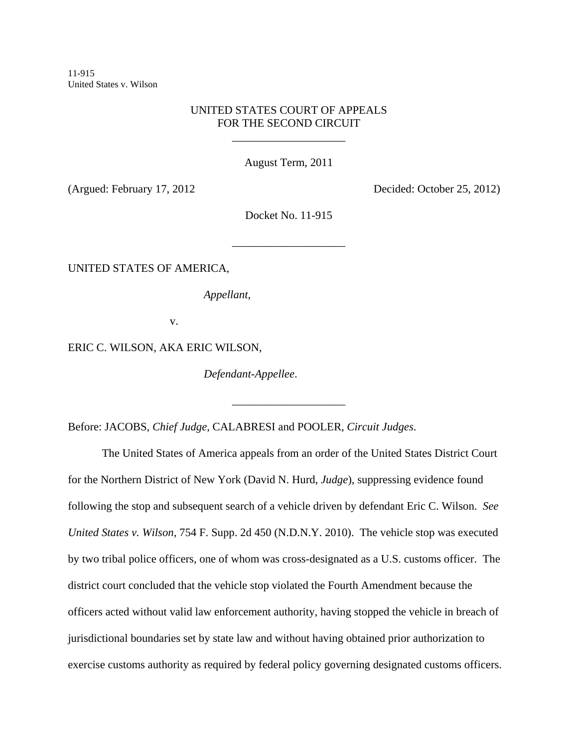11-915
United States v. Wilson

UNITED STATES COURT OF APPEALS
FOR THE SECOND CIRCUIT

\_\_\_\_\_\_\_\_\_\_\_\_\_\_\_\_\_\_\_\_

August Term, 2011

(Argued: February 17, 2012 Decided: October 25, 2012)

Docket No. 11-915

\_\_\_\_\_\_\_\_\_\_\_\_\_\_\_\_\_\_\_\_

UNITED STATES OF AMERICA,

*Appellant*,

v.

ERIC C. WILSON, AKA ERIC WILSON,

*Defendant-Appellee*.

\_\_\_\_\_\_\_\_\_\_\_\_\_\_\_\_\_\_\_\_

Before: JACOBS, *Chief Judge*, CALABRESI and POOLER, *Circuit Judges*.

The United States of America appeals from an order of the United States District Court for the Northern District of New York (David N. Hurd, *Judge*), suppressing evidence found following the stop and subsequent search of a vehicle driven by defendant Eric C. Wilson. *See United States v. Wilson*, 754 F. Supp. 2d 450 (N.D.N.Y. 2010). The vehicle stop was executed by two tribal police officers, one of whom was cross-designated as a U.S. customs officer. The district court concluded that the vehicle stop violated the Fourth Amendment because the officers acted without valid law enforcement authority, having stopped the vehicle in breach of jurisdictional boundaries set by state law and without having obtained prior authorization to exercise customs authority as required by federal policy governing designated customs officers.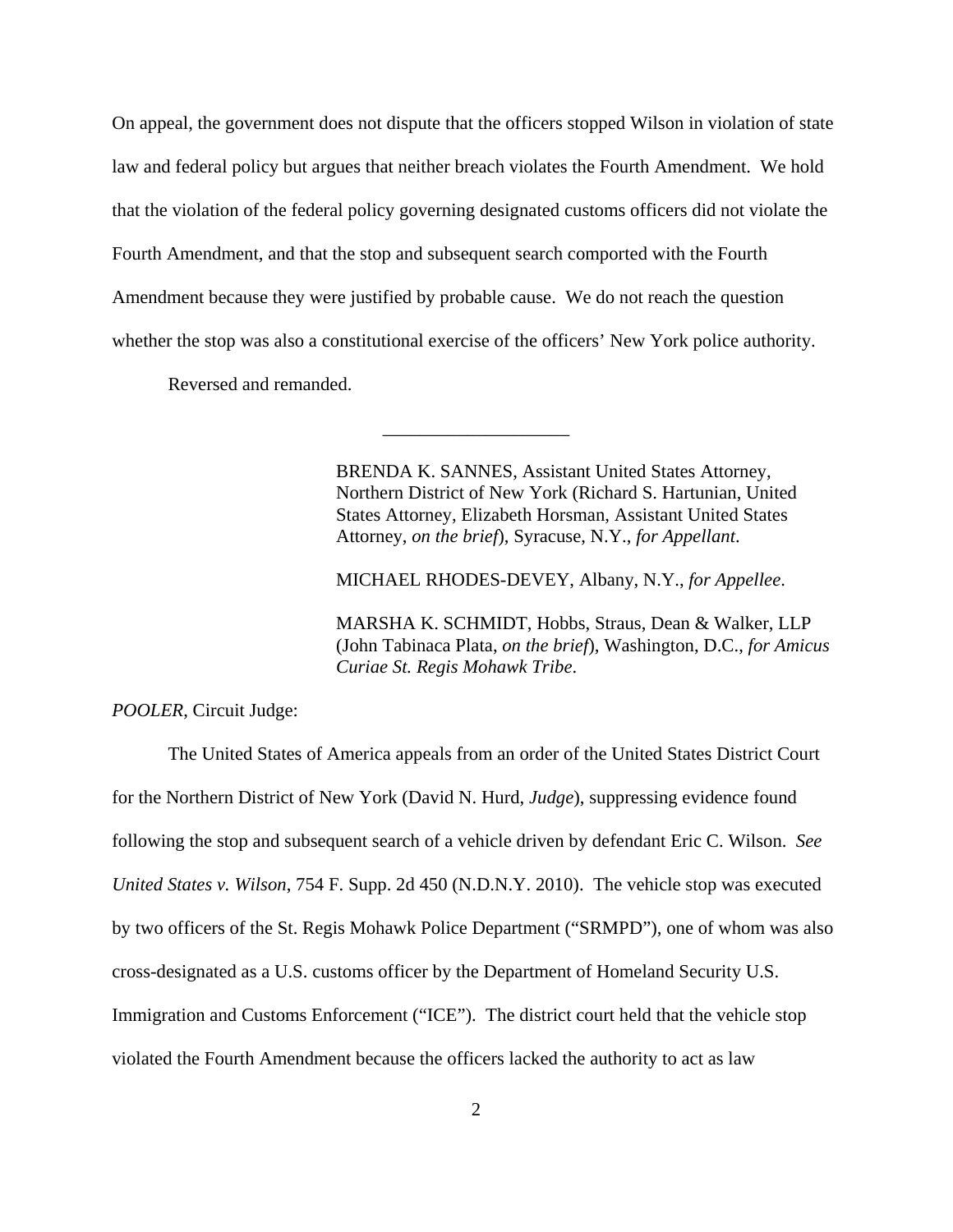On appeal, the government does not dispute that the officers stopped Wilson in violation of state law and federal policy but argues that neither breach violates the Fourth Amendment. We hold that the violation of the federal policy governing designated customs officers did not violate the Fourth Amendment, and that the stop and subsequent search comported with the Fourth Amendment because they were justified by probable cause. We do not reach the question whether the stop was also a constitutional exercise of the officers' New York police authority.

Reversed and remanded.

---

BRENDA K. SANNES, Assistant United States Attorney, Northern District of New York (Richard S. Hartunian, United States Attorney, Elizabeth Horsman, Assistant United States Attorney, *on the brief*), Syracuse, N.Y., *for Appellant*.

MICHAEL RHODES-DEVEY, Albany, N.Y., *for Appellee*.

MARSHA K. SCHMIDT, Hobbs, Straus, Dean & Walker, LLP (John Tabinaca Plata, *on the brief*), Washington, D.C., *for Amicus Curiae St. Regis Mohawk Tribe*.

*POOLER*, Circuit Judge:

The United States of America appeals from an order of the United States District Court for the Northern District of New York (David N. Hurd, *Judge*), suppressing evidence found following the stop and subsequent search of a vehicle driven by defendant Eric C. Wilson. *See United States v. Wilson*, 754 F. Supp. 2d 450 (N.D.N.Y. 2010). The vehicle stop was executed by two officers of the St. Regis Mohawk Police Department ("SRMPD"), one of whom was also cross-designated as a U.S. customs officer by the Department of Homeland Security U.S. Immigration and Customs Enforcement ("ICE"). The district court held that the vehicle stop violated the Fourth Amendment because the officers lacked the authority to act as law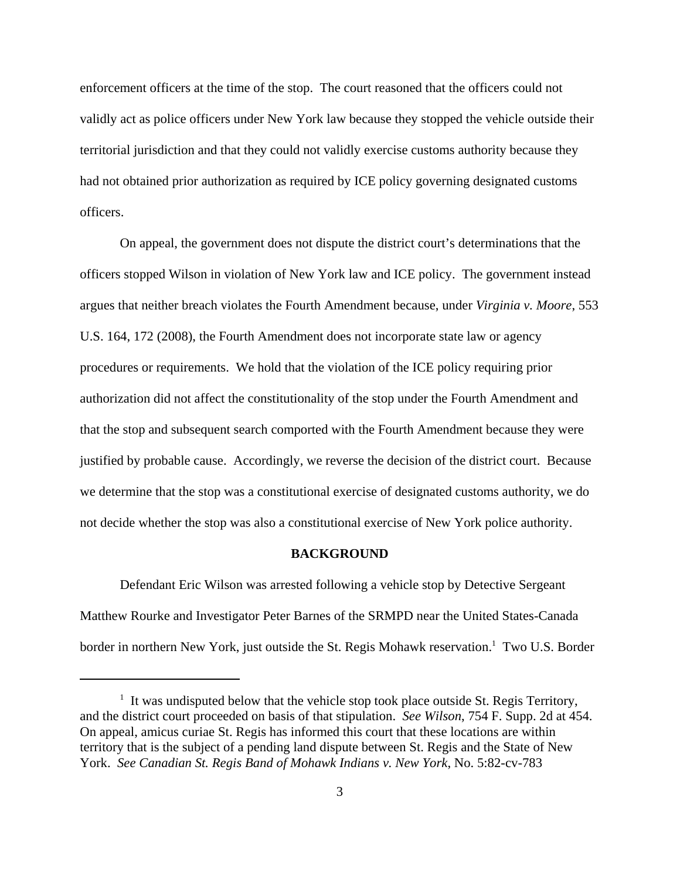enforcement officers at the time of the stop. The court reasoned that the officers could not validly act as police officers under New York law because they stopped the vehicle outside their territorial jurisdiction and that they could not validly exercise customs authority because they had not obtained prior authorization as required by ICE policy governing designated customs officers.

On appeal, the government does not dispute the district court's determinations that the officers stopped Wilson in violation of New York law and ICE policy. The government instead argues that neither breach violates the Fourth Amendment because, under *Virginia v. Moore*, 553 U.S. 164, 172 (2008), the Fourth Amendment does not incorporate state law or agency procedures or requirements. We hold that the violation of the ICE policy requiring prior authorization did not affect the constitutionality of the stop under the Fourth Amendment and that the stop and subsequent search comported with the Fourth Amendment because they were justified by probable cause. Accordingly, we reverse the decision of the district court. Because we determine that the stop was a constitutional exercise of designated customs authority, we do not decide whether the stop was also a constitutional exercise of New York police authority.

**BACKGROUND**

Defendant Eric Wilson was arrested following a vehicle stop by Detective Sergeant Matthew Rourke and Investigator Peter Barnes of the SRMPD near the United States-Canada border in northern New York, just outside the St. Regis Mohawk reservation.[1] Two U.S. Border

[1] It was undisputed below that the vehicle stop took place outside St. Regis Territory, and the district court proceeded on basis of that stipulation. *See Wilson*, 754 F. Supp. 2d at 454. On appeal, amicus curiae St. Regis has informed this court that these locations are within territory that is the subject of a pending land dispute between St. Regis and the State of New York. *See Canadian St. Regis Band of Mohawk Indians v. New York*, No. 5:82-cv-783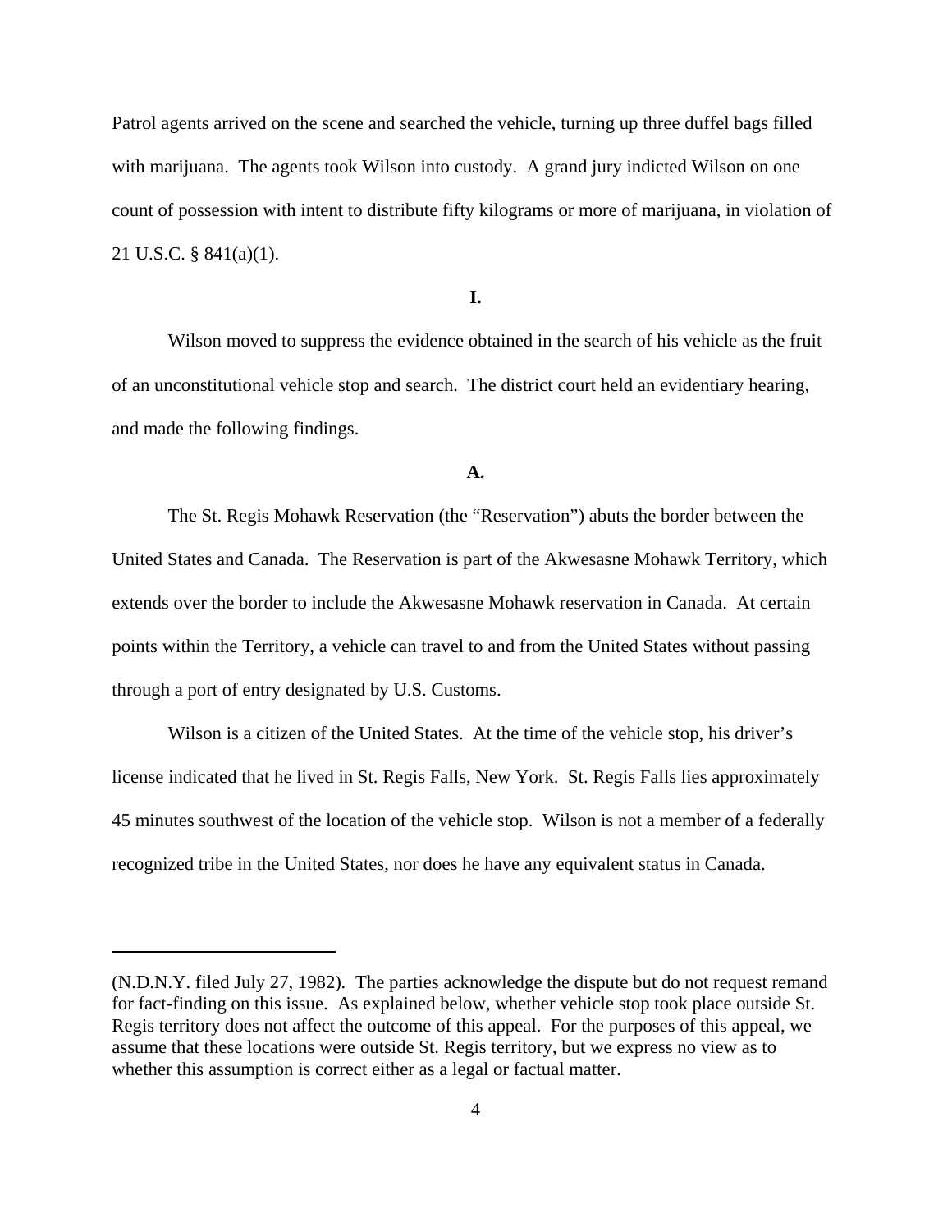Patrol agents arrived on the scene and searched the vehicle, turning up three duffel bags filled with marijuana. The agents took Wilson into custody. A grand jury indicted Wilson on one count of possession with intent to distribute fifty kilograms or more of marijuana, in violation of 21 U.S.C. § 841(a)(1).

## I.

Wilson moved to suppress the evidence obtained in the search of his vehicle as the fruit of an unconstitutional vehicle stop and search. The district court held an evidentiary hearing, and made the following findings.

### A.

The St. Regis Mohawk Reservation (the "Reservation") abuts the border between the United States and Canada. The Reservation is part of the Akwesasne Mohawk Territory, which extends over the border to include the Akwesasne Mohawk reservation in Canada. At certain points within the Territory, a vehicle can travel to and from the United States without passing through a port of entry designated by U.S. Customs.

Wilson is a citizen of the United States. At the time of the vehicle stop, his driver's license indicated that he lived in St. Regis Falls, New York. St. Regis Falls lies approximately 45 minutes southwest of the location of the vehicle stop. Wilson is not a member of a federally recognized tribe in the United States, nor does he have any equivalent status in Canada.

---

(N.D.N.Y. filed July 27, 1982). The parties acknowledge the dispute but do not request remand for fact-finding on this issue. As explained below, whether vehicle stop took place outside St. Regis territory does not affect the outcome of this appeal. For the purposes of this appeal, we assume that these locations were outside St. Regis territory, but we express no view as to whether this assumption is correct either as a legal or factual matter.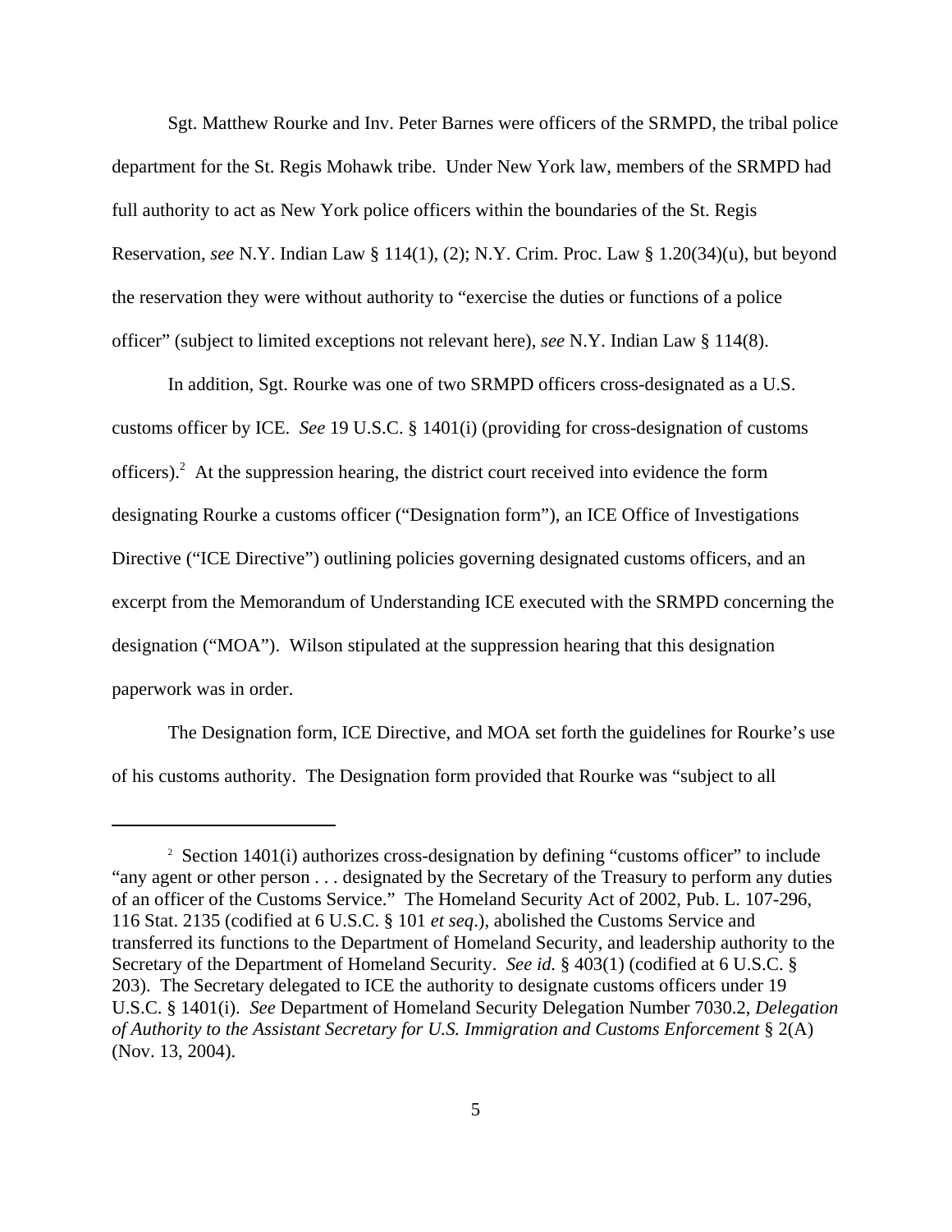Sgt. Matthew Rourke and Inv. Peter Barnes were officers of the SRMPD, the tribal police department for the St. Regis Mohawk tribe. Under New York law, members of the SRMPD had full authority to act as New York police officers within the boundaries of the St. Regis Reservation, *see* N.Y. Indian Law § 114(1), (2); N.Y. Crim. Proc. Law § 1.20(34)(u), but beyond the reservation they were without authority to "exercise the duties or functions of a police officer" (subject to limited exceptions not relevant here), *see* N.Y. Indian Law § 114(8).

In addition, Sgt. Rourke was one of two SRMPD officers cross-designated as a U.S. customs officer by ICE. *See* 19 U.S.C. § 1401(i) (providing for cross-designation of customs officers).[2] At the suppression hearing, the district court received into evidence the form designating Rourke a customs officer ("Designation form"), an ICE Office of Investigations Directive ("ICE Directive") outlining policies governing designated customs officers, and an excerpt from the Memorandum of Understanding ICE executed with the SRMPD concerning the designation ("MOA"). Wilson stipulated at the suppression hearing that this designation paperwork was in order.

The Designation form, ICE Directive, and MOA set forth the guidelines for Rourke's use of his customs authority. The Designation form provided that Rourke was "subject to all

---

[2] Section 1401(i) authorizes cross-designation by defining "customs officer" to include "any agent or other person . . . designated by the Secretary of the Treasury to perform any duties of an officer of the Customs Service." The Homeland Security Act of 2002, Pub. L. 107-296, 116 Stat. 2135 (codified at 6 U.S.C. § 101 *et seq*.), abolished the Customs Service and transferred its functions to the Department of Homeland Security, and leadership authority to the Secretary of the Department of Homeland Security. *See id.* § 403(1) (codified at 6 U.S.C. § 203). The Secretary delegated to ICE the authority to designate customs officers under 19 U.S.C. § 1401(i). *See* Department of Homeland Security Delegation Number 7030.2, *Delegation of Authority to the Assistant Secretary for U.S. Immigration and Customs Enforcement* § 2(A) (Nov. 13, 2004).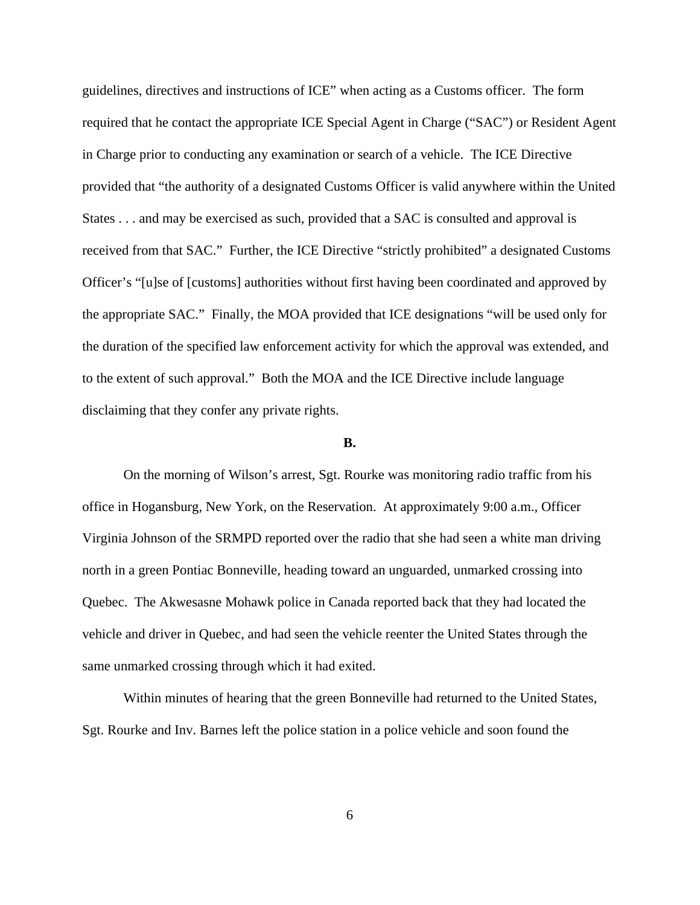guidelines, directives and instructions of ICE" when acting as a Customs officer. The form required that he contact the appropriate ICE Special Agent in Charge ("SAC") or Resident Agent in Charge prior to conducting any examination or search of a vehicle. The ICE Directive provided that "the authority of a designated Customs Officer is valid anywhere within the United States . . . and may be exercised as such, provided that a SAC is consulted and approval is received from that SAC." Further, the ICE Directive "strictly prohibited" a designated Customs Officer's "[u]se of [customs] authorities without first having been coordinated and approved by the appropriate SAC." Finally, the MOA provided that ICE designations "will be used only for the duration of the specified law enforcement activity for which the approval was extended, and to the extent of such approval." Both the MOA and the ICE Directive include language disclaiming that they confer any private rights.

**B.**

On the morning of Wilson's arrest, Sgt. Rourke was monitoring radio traffic from his office in Hogansburg, New York, on the Reservation. At approximately 9:00 a.m., Officer Virginia Johnson of the SRMPD reported over the radio that she had seen a white man driving north in a green Pontiac Bonneville, heading toward an unguarded, unmarked crossing into Quebec. The Akwesasne Mohawk police in Canada reported back that they had located the vehicle and driver in Quebec, and had seen the vehicle reenter the United States through the same unmarked crossing through which it had exited.

Within minutes of hearing that the green Bonneville had returned to the United States, Sgt. Rourke and Inv. Barnes left the police station in a police vehicle and soon found the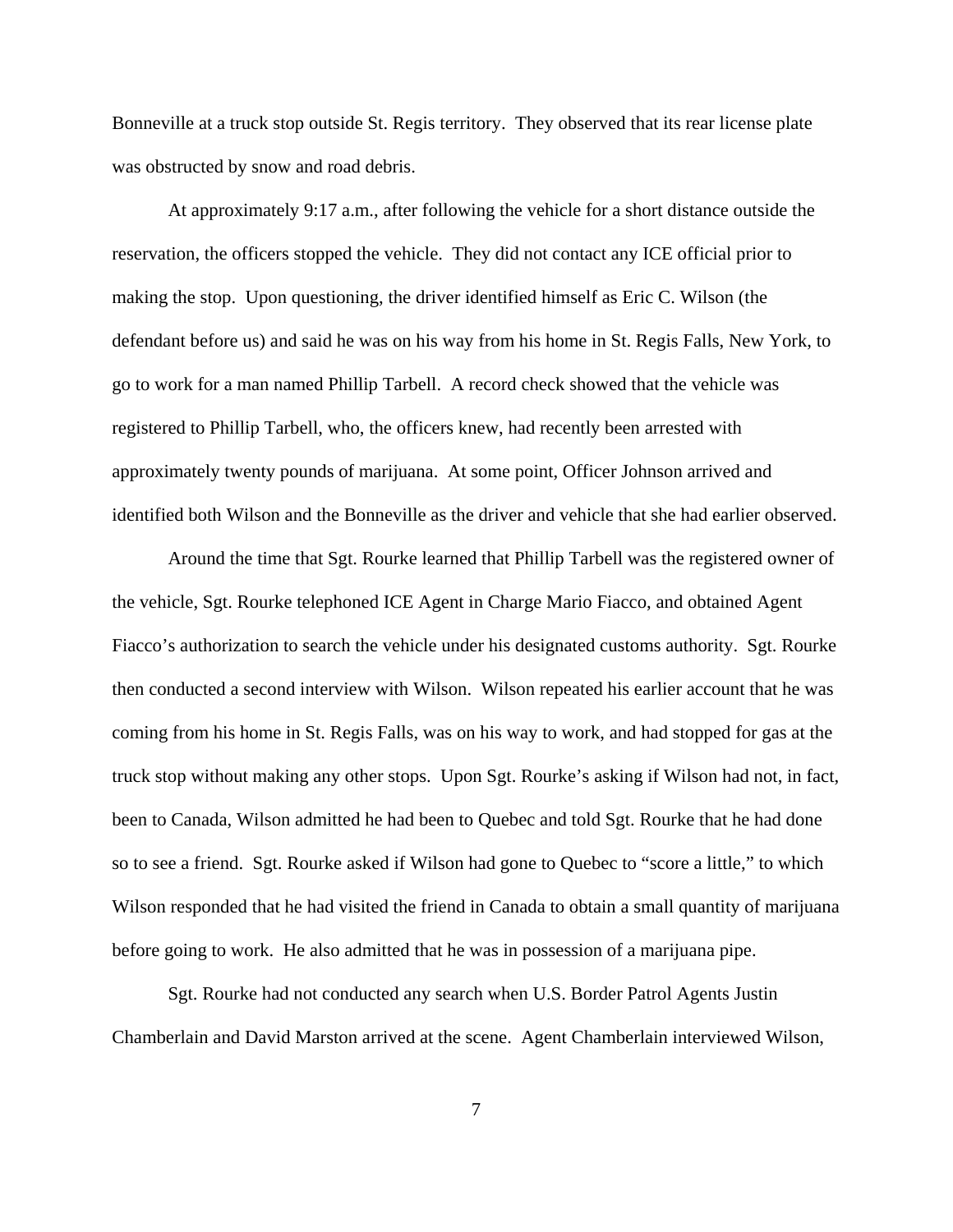Bonneville at a truck stop outside St. Regis territory. They observed that its rear license plate was obstructed by snow and road debris.

At approximately 9:17 a.m., after following the vehicle for a short distance outside the reservation, the officers stopped the vehicle. They did not contact any ICE official prior to making the stop. Upon questioning, the driver identified himself as Eric C. Wilson (the defendant before us) and said he was on his way from his home in St. Regis Falls, New York, to go to work for a man named Phillip Tarbell. A record check showed that the vehicle was registered to Phillip Tarbell, who, the officers knew, had recently been arrested with approximately twenty pounds of marijuana. At some point, Officer Johnson arrived and identified both Wilson and the Bonneville as the driver and vehicle that she had earlier observed.

Around the time that Sgt. Rourke learned that Phillip Tarbell was the registered owner of the vehicle, Sgt. Rourke telephoned ICE Agent in Charge Mario Fiacco, and obtained Agent Fiacco's authorization to search the vehicle under his designated customs authority. Sgt. Rourke then conducted a second interview with Wilson. Wilson repeated his earlier account that he was coming from his home in St. Regis Falls, was on his way to work, and had stopped for gas at the truck stop without making any other stops. Upon Sgt. Rourke's asking if Wilson had not, in fact, been to Canada, Wilson admitted he had been to Quebec and told Sgt. Rourke that he had done so to see a friend. Sgt. Rourke asked if Wilson had gone to Quebec to "score a little," to which Wilson responded that he had visited the friend in Canada to obtain a small quantity of marijuana before going to work. He also admitted that he was in possession of a marijuana pipe.

Sgt. Rourke had not conducted any search when U.S. Border Patrol Agents Justin Chamberlain and David Marston arrived at the scene. Agent Chamberlain interviewed Wilson,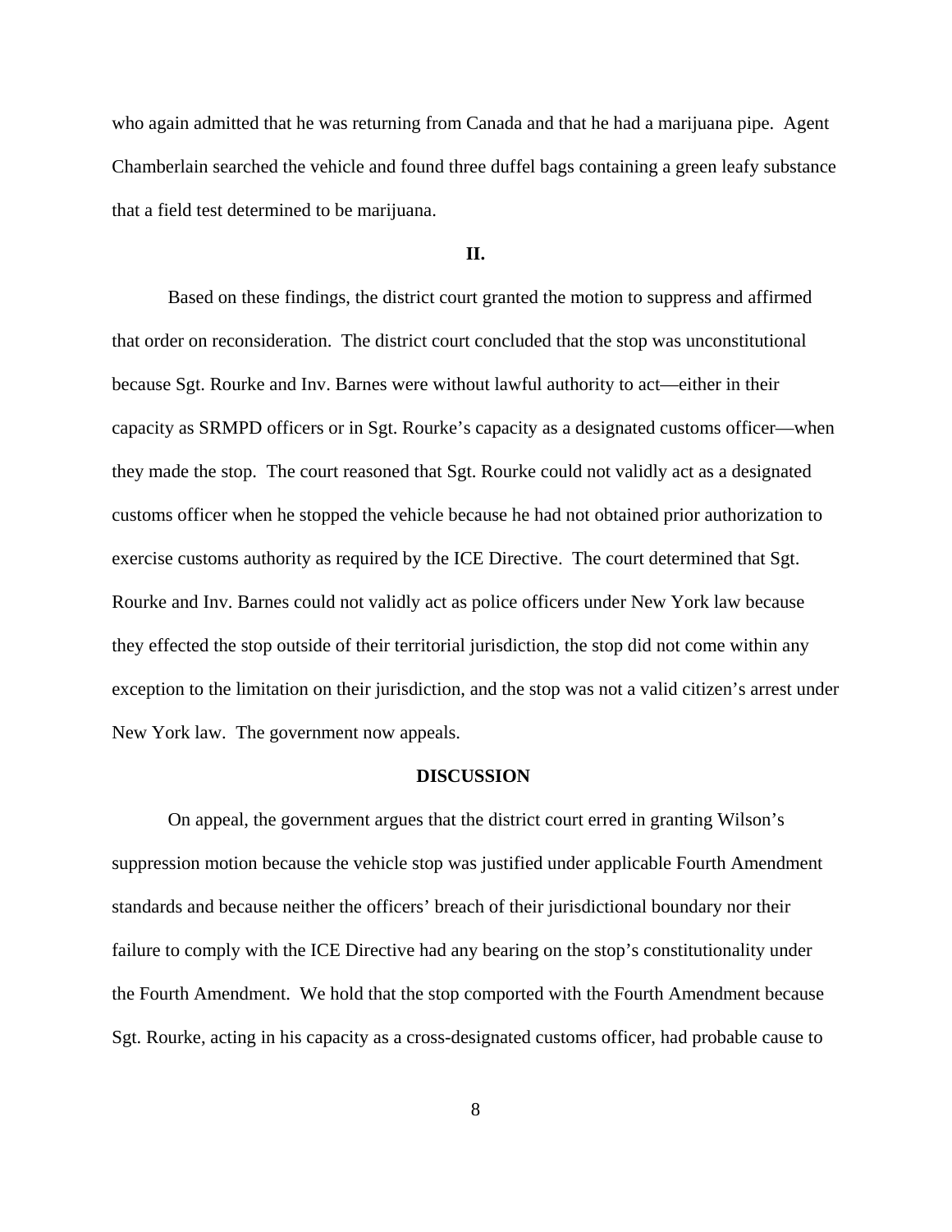who again admitted that he was returning from Canada and that he had a marijuana pipe. Agent Chamberlain searched the vehicle and found three duffel bags containing a green leafy substance that a field test determined to be marijuana.

### II.

Based on these findings, the district court granted the motion to suppress and affirmed that order on reconsideration. The district court concluded that the stop was unconstitutional because Sgt. Rourke and Inv. Barnes were without lawful authority to act—either in their capacity as SRMPD officers or in Sgt. Rourke's capacity as a designated customs officer—when they made the stop. The court reasoned that Sgt. Rourke could not validly act as a designated customs officer when he stopped the vehicle because he had not obtained prior authorization to exercise customs authority as required by the ICE Directive. The court determined that Sgt. Rourke and Inv. Barnes could not validly act as police officers under New York law because they effected the stop outside of their territorial jurisdiction, the stop did not come within any exception to the limitation on their jurisdiction, and the stop was not a valid citizen's arrest under New York law. The government now appeals.

## DISCUSSION

On appeal, the government argues that the district court erred in granting Wilson's suppression motion because the vehicle stop was justified under applicable Fourth Amendment standards and because neither the officers' breach of their jurisdictional boundary nor their failure to comply with the ICE Directive had any bearing on the stop's constitutionality under the Fourth Amendment. We hold that the stop comported with the Fourth Amendment because Sgt. Rourke, acting in his capacity as a cross-designated customs officer, had probable cause to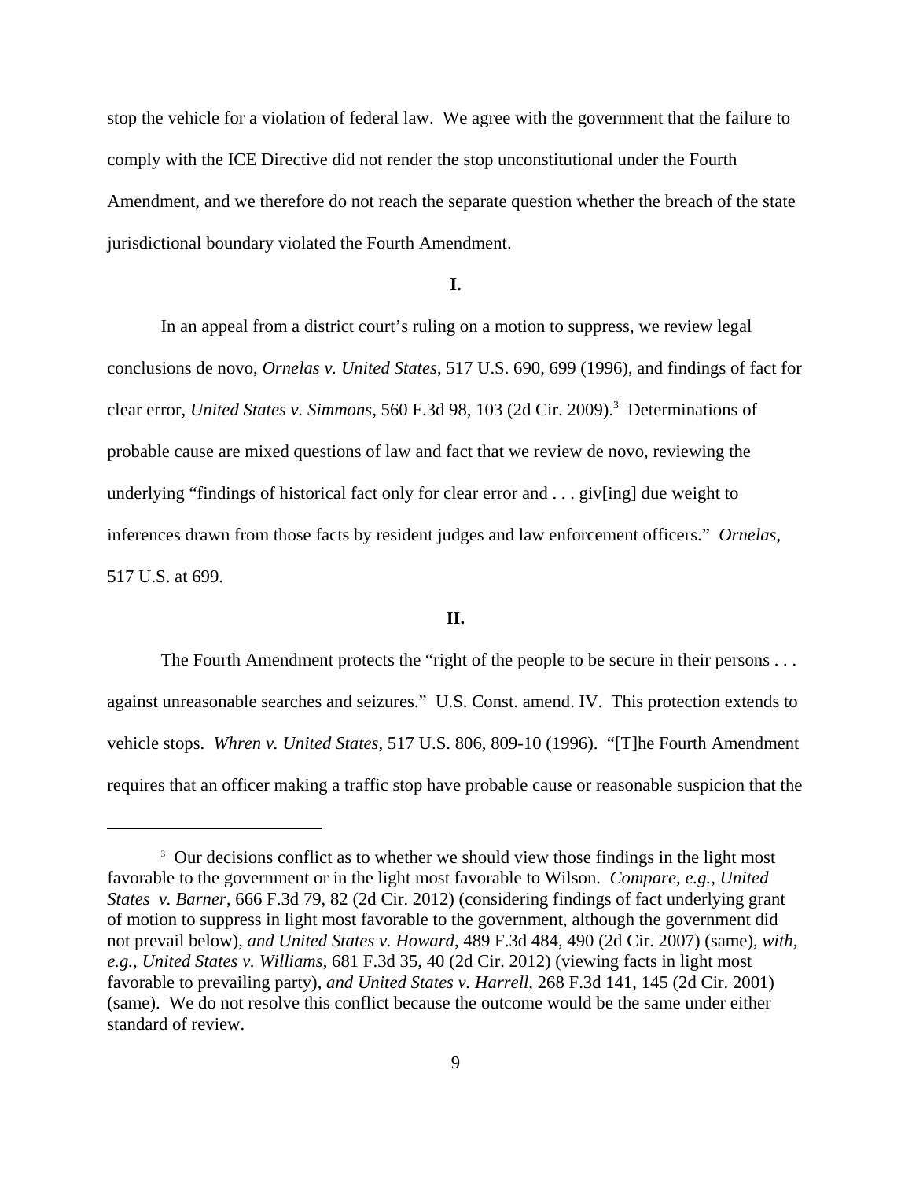stop the vehicle for a violation of federal law. We agree with the government that the failure to comply with the ICE Directive did not render the stop unconstitutional under the Fourth Amendment, and we therefore do not reach the separate question whether the breach of the state jurisdictional boundary violated the Fourth Amendment.

**I.**

In an appeal from a district court's ruling on a motion to suppress, we review legal conclusions de novo, *Ornelas v. United States*, 517 U.S. 690, 699 (1996), and findings of fact for clear error, *United States v. Simmons*, 560 F.3d 98, 103 (2d Cir. 2009).[3] Determinations of probable cause are mixed questions of law and fact that we review de novo, reviewing the underlying "findings of historical fact only for clear error and . . . giv[ing] due weight to inferences drawn from those facts by resident judges and law enforcement officers." *Ornelas*, 517 U.S. at 699.

**II.**

The Fourth Amendment protects the "right of the people to be secure in their persons . . . against unreasonable searches and seizures." U.S. Const. amend. IV. This protection extends to vehicle stops. *Whren v. United States*, 517 U.S. 806, 809-10 (1996). "[T]he Fourth Amendment requires that an officer making a traffic stop have probable cause or reasonable suspicion that the

---

[3] Our decisions conflict as to whether we should view those findings in the light most favorable to the government or in the light most favorable to Wilson. *Compare, e.g.*, *United States v. Barner*, 666 F.3d 79, 82 (2d Cir. 2012) (considering findings of fact underlying grant of motion to suppress in light most favorable to the government, although the government did not prevail below), *and United States v. Howard*, 489 F.3d 484, 490 (2d Cir. 2007) (same), *with, e.g.*, *United States v. Williams*, 681 F.3d 35, 40 (2d Cir. 2012) (viewing facts in light most favorable to prevailing party), *and United States v. Harrell*, 268 F.3d 141, 145 (2d Cir. 2001) (same). We do not resolve this conflict because the outcome would be the same under either standard of review.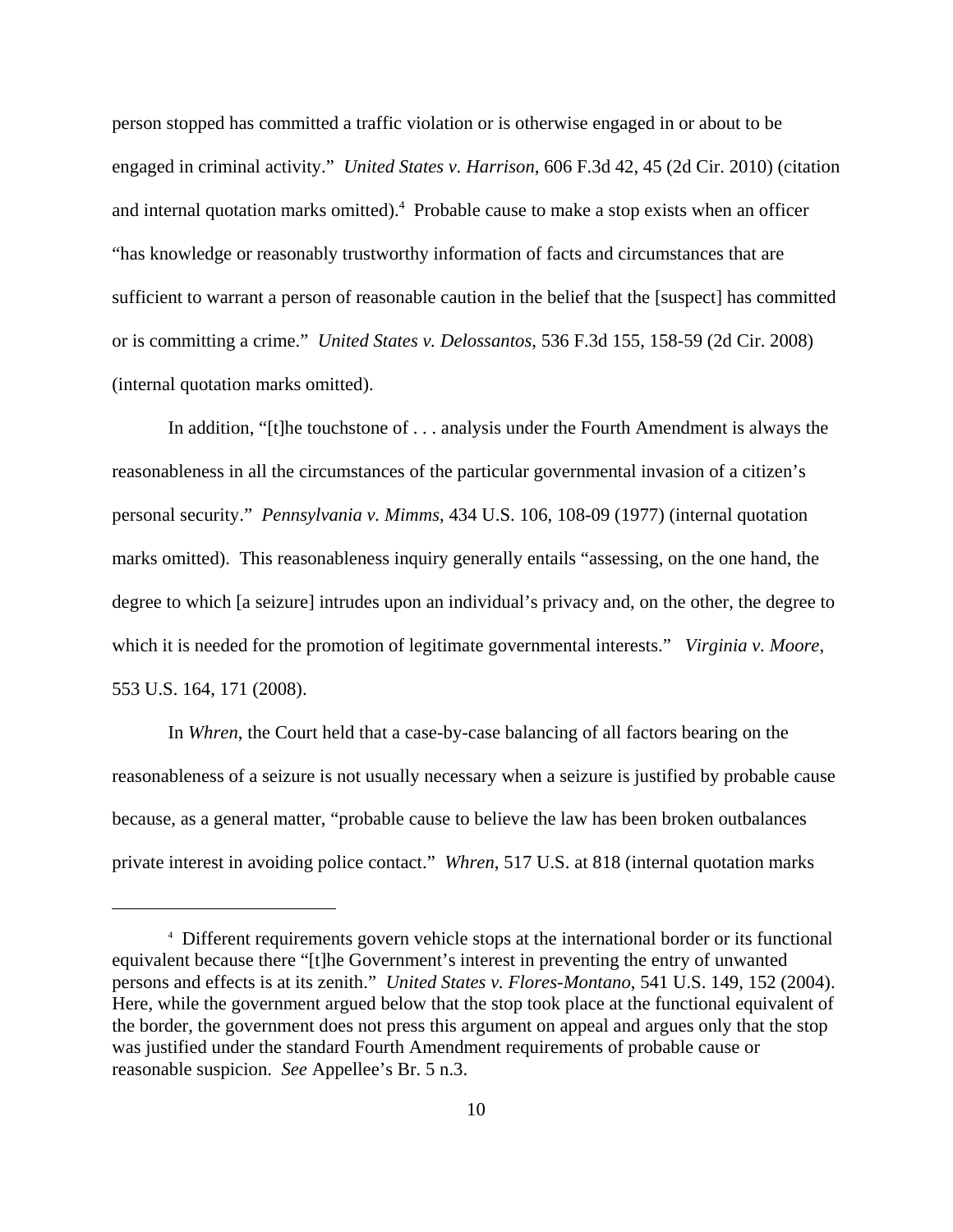person stopped has committed a traffic violation or is otherwise engaged in or about to be engaged in criminal activity." *United States v. Harrison*, 606 F.3d 42, 45 (2d Cir. 2010) (citation and internal quotation marks omitted).[4] Probable cause to make a stop exists when an officer "has knowledge or reasonably trustworthy information of facts and circumstances that are sufficient to warrant a person of reasonable caution in the belief that the [suspect] has committed or is committing a crime." *United States v. Delossantos*, 536 F.3d 155, 158-59 (2d Cir. 2008) (internal quotation marks omitted).

In addition, "[t]he touchstone of . . . analysis under the Fourth Amendment is always the reasonableness in all the circumstances of the particular governmental invasion of a citizen's personal security." *Pennsylvania v. Mimms*, 434 U.S. 106, 108-09 (1977) (internal quotation marks omitted). This reasonableness inquiry generally entails "assessing, on the one hand, the degree to which [a seizure] intrudes upon an individual's privacy and, on the other, the degree to which it is needed for the promotion of legitimate governmental interests." *Virginia v. Moore*, 553 U.S. 164, 171 (2008).

In *Whren*, the Court held that a case-by-case balancing of all factors bearing on the reasonableness of a seizure is not usually necessary when a seizure is justified by probable cause because, as a general matter, "probable cause to believe the law has been broken outbalances private interest in avoiding police contact." *Whren*, 517 U.S. at 818 (internal quotation marks

---

[4] Different requirements govern vehicle stops at the international border or its functional equivalent because there "[t]he Government's interest in preventing the entry of unwanted persons and effects is at its zenith." *United States v. Flores-Montano*, 541 U.S. 149, 152 (2004). Here, while the government argued below that the stop took place at the functional equivalent of the border, the government does not press this argument on appeal and argues only that the stop was justified under the standard Fourth Amendment requirements of probable cause or reasonable suspicion. *See* Appellee's Br. 5 n.3.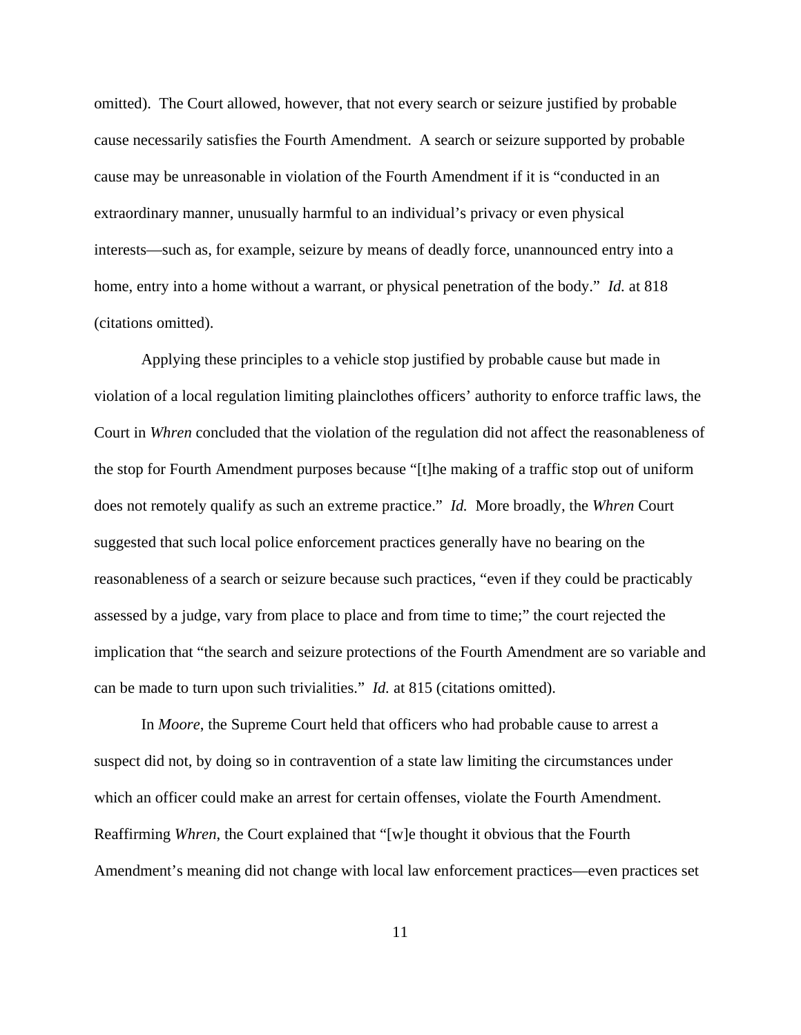omitted). The Court allowed, however, that not every search or seizure justified by probable cause necessarily satisfies the Fourth Amendment. A search or seizure supported by probable cause may be unreasonable in violation of the Fourth Amendment if it is "conducted in an extraordinary manner, unusually harmful to an individual's privacy or even physical interests—such as, for example, seizure by means of deadly force, unannounced entry into a home, entry into a home without a warrant, or physical penetration of the body." *Id.* at 818 (citations omitted).

Applying these principles to a vehicle stop justified by probable cause but made in violation of a local regulation limiting plainclothes officers' authority to enforce traffic laws, the Court in *Whren* concluded that the violation of the regulation did not affect the reasonableness of the stop for Fourth Amendment purposes because "[t]he making of a traffic stop out of uniform does not remotely qualify as such an extreme practice." *Id.* More broadly, the *Whren* Court suggested that such local police enforcement practices generally have no bearing on the reasonableness of a search or seizure because such practices, "even if they could be practicably assessed by a judge, vary from place to place and from time to time;" the court rejected the implication that "the search and seizure protections of the Fourth Amendment are so variable and can be made to turn upon such trivialities." *Id.* at 815 (citations omitted).

In *Moore*, the Supreme Court held that officers who had probable cause to arrest a suspect did not, by doing so in contravention of a state law limiting the circumstances under which an officer could make an arrest for certain offenses, violate the Fourth Amendment. Reaffirming *Whren*, the Court explained that "[w]e thought it obvious that the Fourth Amendment's meaning did not change with local law enforcement practices—even practices set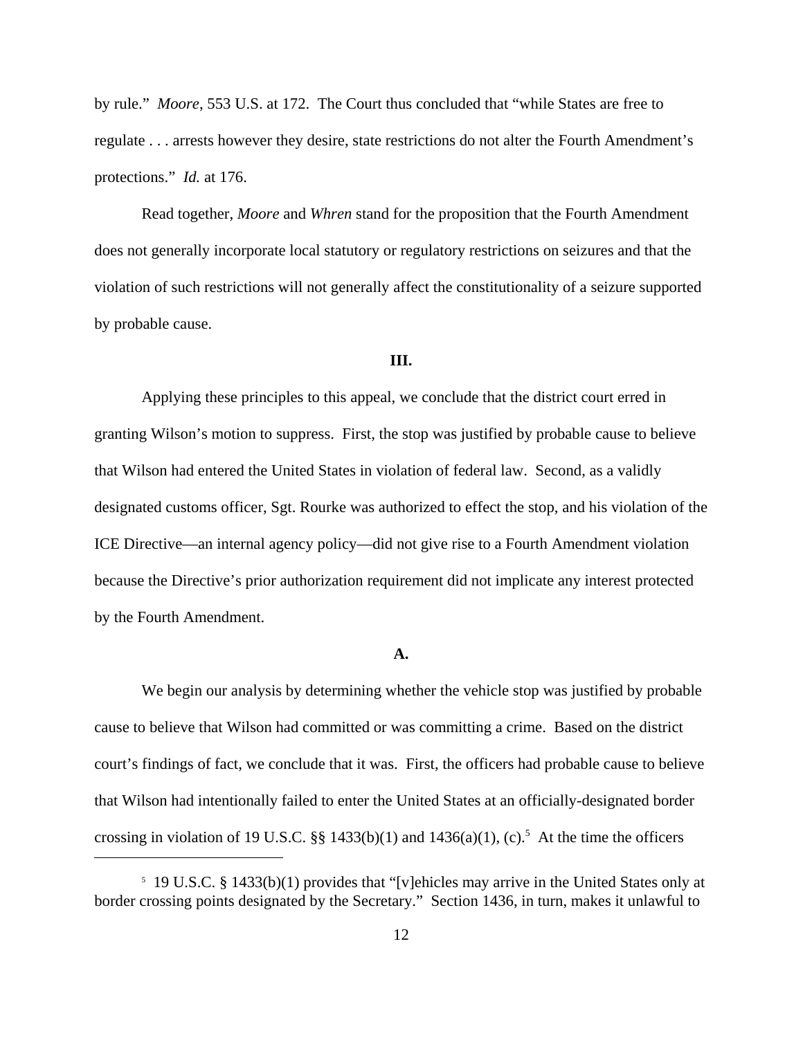by rule." *Moore*, 553 U.S. at 172. The Court thus concluded that "while States are free to regulate . . . arrests however they desire, state restrictions do not alter the Fourth Amendment's protections." *Id.* at 176.

Read together, *Moore* and *Whren* stand for the proposition that the Fourth Amendment does not generally incorporate local statutory or regulatory restrictions on seizures and that the violation of such restrictions will not generally affect the constitutionality of a seizure supported by probable cause.

## III.

Applying these principles to this appeal, we conclude that the district court erred in granting Wilson's motion to suppress. First, the stop was justified by probable cause to believe that Wilson had entered the United States in violation of federal law. Second, as a validly designated customs officer, Sgt. Rourke was authorized to effect the stop, and his violation of the ICE Directive—an internal agency policy—did not give rise to a Fourth Amendment violation because the Directive's prior authorization requirement did not implicate any interest protected by the Fourth Amendment.

### A.

We begin our analysis by determining whether the vehicle stop was justified by probable cause to believe that Wilson had committed or was committing a crime. Based on the district court's findings of fact, we conclude that it was. First, the officers had probable cause to believe that Wilson had intentionally failed to enter the United States at an officially-designated border crossing in violation of 19 U.S.C. §§ 1433(b)(1) and 1436(a)(1), (c).[5] At the time the officers

---

[5] 19 U.S.C. § 1433(b)(1) provides that "[v]ehicles may arrive in the United States only at border crossing points designated by the Secretary." Section 1436, in turn, makes it unlawful to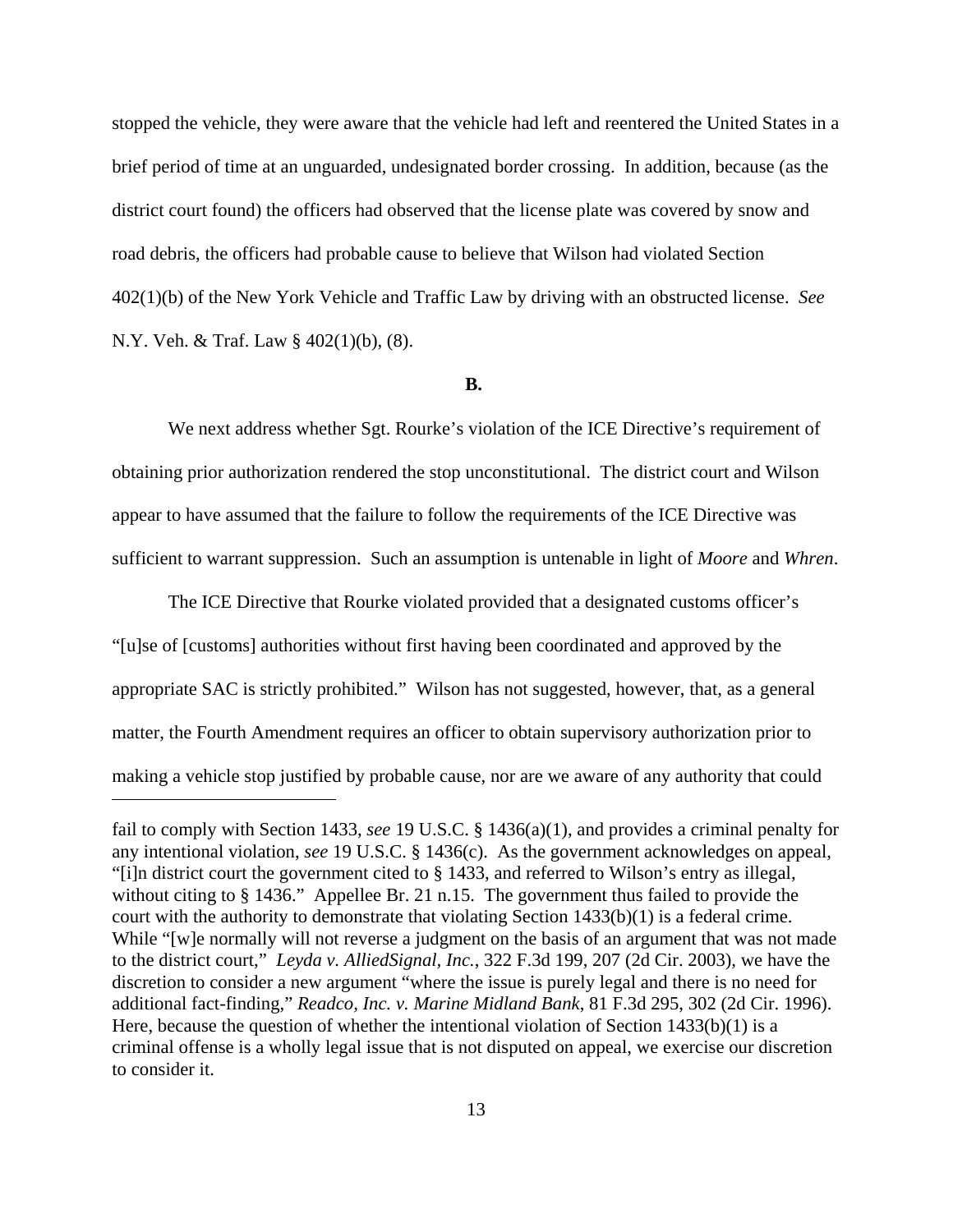stopped the vehicle, they were aware that the vehicle had left and reentered the United States in a brief period of time at an unguarded, undesignated border crossing. In addition, because (as the district court found) the officers had observed that the license plate was covered by snow and road debris, the officers had probable cause to believe that Wilson had violated Section 402(1)(b) of the New York Vehicle and Traffic Law by driving with an obstructed license. *See* N.Y. Veh. & Traf. Law § 402(1)(b), (8).

**B.**

We next address whether Sgt. Rourke's violation of the ICE Directive's requirement of obtaining prior authorization rendered the stop unconstitutional. The district court and Wilson appear to have assumed that the failure to follow the requirements of the ICE Directive was sufficient to warrant suppression. Such an assumption is untenable in light of *Moore* and *Whren*.

The ICE Directive that Rourke violated provided that a designated customs officer's "[u]se of [customs] authorities without first having been coordinated and approved by the appropriate SAC is strictly prohibited." Wilson has not suggested, however, that, as a general matter, the Fourth Amendment requires an officer to obtain supervisory authorization prior to making a vehicle stop justified by probable cause, nor are we aware of any authority that could

---

fail to comply with Section 1433, *see* 19 U.S.C. § 1436(a)(1), and provides a criminal penalty for any intentional violation, *see* 19 U.S.C. § 1436(c). As the government acknowledges on appeal, "[i]n district court the government cited to § 1433, and referred to Wilson's entry as illegal, without citing to § 1436." Appellee Br. 21 n.15. The government thus failed to provide the court with the authority to demonstrate that violating Section 1433(b)(1) is a federal crime. While "[w]e normally will not reverse a judgment on the basis of an argument that was not made to the district court," *Leyda v. AlliedSignal, Inc.*, 322 F.3d 199, 207 (2d Cir. 2003), we have the discretion to consider a new argument "where the issue is purely legal and there is no need for additional fact-finding," *Readco, Inc. v. Marine Midland Bank*, 81 F.3d 295, 302 (2d Cir. 1996). Here, because the question of whether the intentional violation of Section 1433(b)(1) is a criminal offense is a wholly legal issue that is not disputed on appeal, we exercise our discretion to consider it.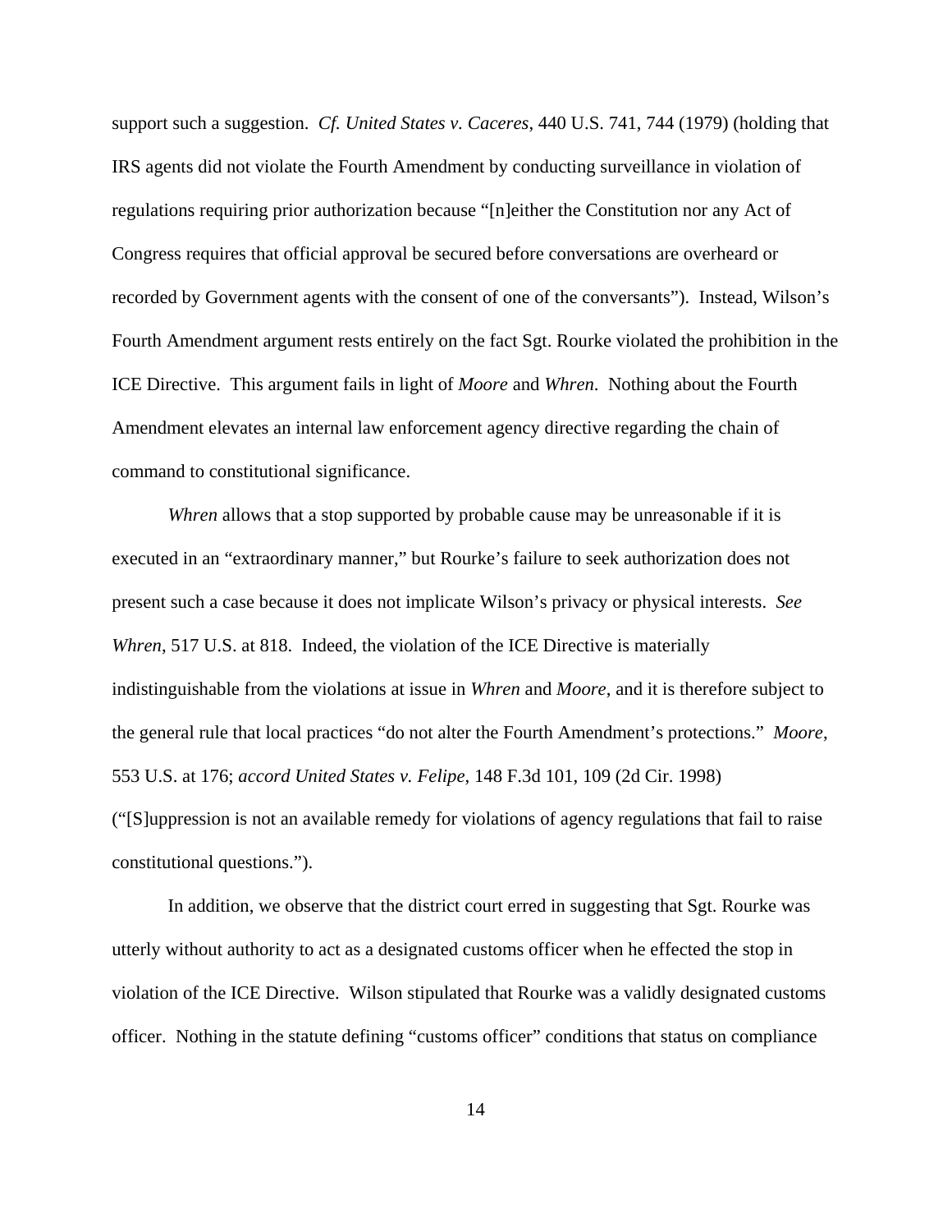support such a suggestion. *Cf. United States v. Caceres*, 440 U.S. 741, 744 (1979) (holding that IRS agents did not violate the Fourth Amendment by conducting surveillance in violation of regulations requiring prior authorization because "[n]either the Constitution nor any Act of Congress requires that official approval be secured before conversations are overheard or recorded by Government agents with the consent of one of the conversants"). Instead, Wilson's Fourth Amendment argument rests entirely on the fact Sgt. Rourke violated the prohibition in the ICE Directive. This argument fails in light of *Moore* and *Whren*. Nothing about the Fourth Amendment elevates an internal law enforcement agency directive regarding the chain of command to constitutional significance.

*Whren* allows that a stop supported by probable cause may be unreasonable if it is executed in an "extraordinary manner," but Rourke's failure to seek authorization does not present such a case because it does not implicate Wilson's privacy or physical interests. *See Whren*, 517 U.S. at 818. Indeed, the violation of the ICE Directive is materially indistinguishable from the violations at issue in *Whren* and *Moore*, and it is therefore subject to the general rule that local practices "do not alter the Fourth Amendment's protections." *Moore*, 553 U.S. at 176; *accord United States v. Felipe*, 148 F.3d 101, 109 (2d Cir. 1998) ("[S]uppression is not an available remedy for violations of agency regulations that fail to raise constitutional questions.").

In addition, we observe that the district court erred in suggesting that Sgt. Rourke was utterly without authority to act as a designated customs officer when he effected the stop in violation of the ICE Directive. Wilson stipulated that Rourke was a validly designated customs officer. Nothing in the statute defining "customs officer" conditions that status on compliance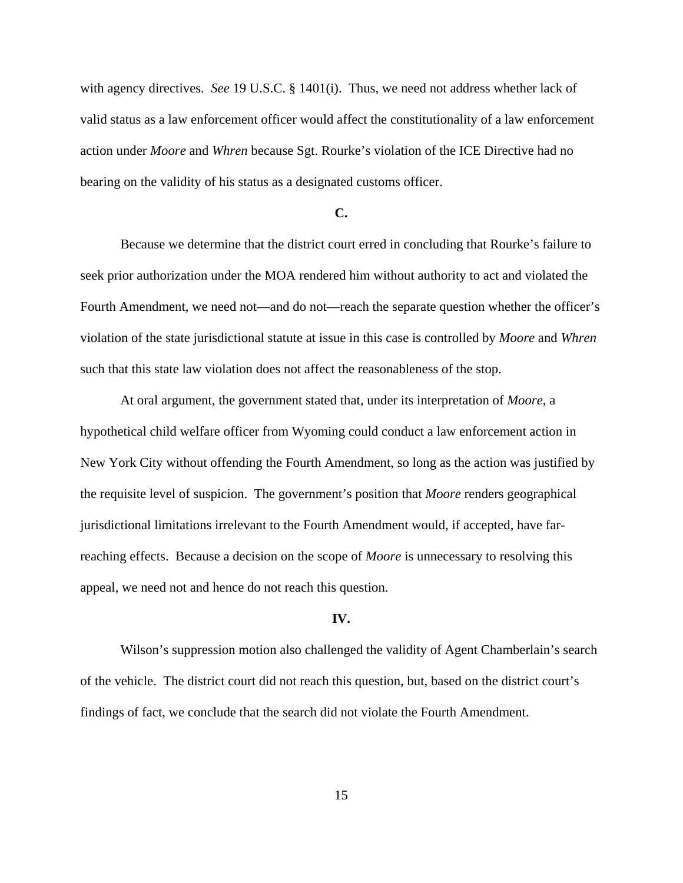with agency directives. *See* 19 U.S.C. § 1401(i). Thus, we need not address whether lack of valid status as a law enforcement officer would affect the constitutionality of a law enforcement action under *Moore* and *Whren* because Sgt. Rourke's violation of the ICE Directive had no bearing on the validity of his status as a designated customs officer.

### C.

Because we determine that the district court erred in concluding that Rourke's failure to seek prior authorization under the MOA rendered him without authority to act and violated the Fourth Amendment, we need not—and do not—reach the separate question whether the officer's violation of the state jurisdictional statute at issue in this case is controlled by *Moore* and *Whren* such that this state law violation does not affect the reasonableness of the stop.

At oral argument, the government stated that, under its interpretation of *Moore*, a hypothetical child welfare officer from Wyoming could conduct a law enforcement action in New York City without offending the Fourth Amendment, so long as the action was justified by the requisite level of suspicion. The government's position that *Moore* renders geographical jurisdictional limitations irrelevant to the Fourth Amendment would, if accepted, have far-reaching effects. Because a decision on the scope of *Moore* is unnecessary to resolving this appeal, we need not and hence do not reach this question.

## IV.

Wilson's suppression motion also challenged the validity of Agent Chamberlain's search of the vehicle. The district court did not reach this question, but, based on the district court's findings of fact, we conclude that the search did not violate the Fourth Amendment.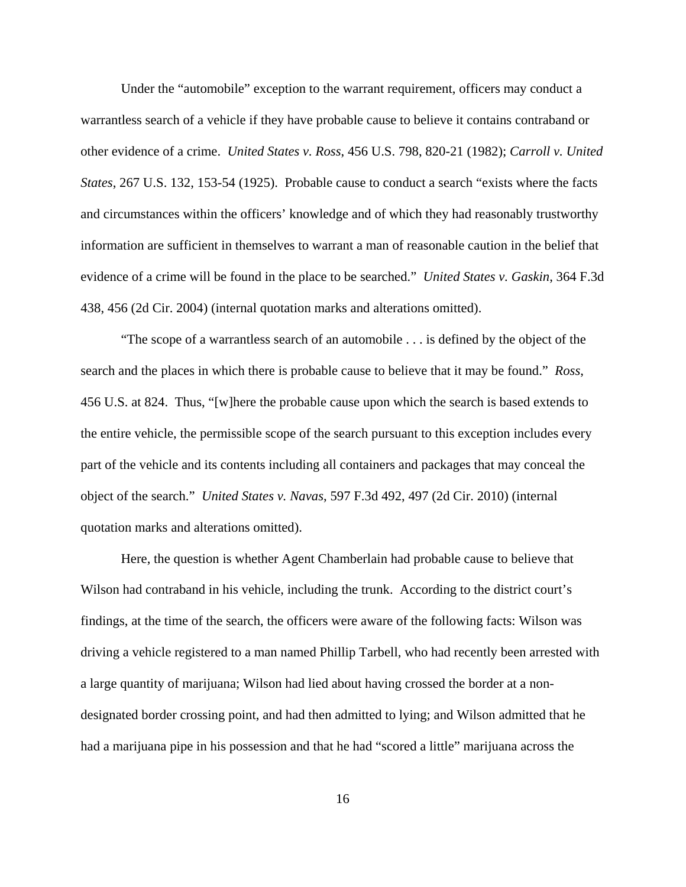Under the "automobile" exception to the warrant requirement, officers may conduct a warrantless search of a vehicle if they have probable cause to believe it contains contraband or other evidence of a crime. *United States v. Ross*, 456 U.S. 798, 820-21 (1982); *Carroll v. United States*, 267 U.S. 132, 153-54 (1925). Probable cause to conduct a search "exists where the facts and circumstances within the officers' knowledge and of which they had reasonably trustworthy information are sufficient in themselves to warrant a man of reasonable caution in the belief that evidence of a crime will be found in the place to be searched." *United States v. Gaskin*, 364 F.3d 438, 456 (2d Cir. 2004) (internal quotation marks and alterations omitted).

"The scope of a warrantless search of an automobile . . . is defined by the object of the search and the places in which there is probable cause to believe that it may be found." *Ross*, 456 U.S. at 824. Thus, "[w]here the probable cause upon which the search is based extends to the entire vehicle, the permissible scope of the search pursuant to this exception includes every part of the vehicle and its contents including all containers and packages that may conceal the object of the search." *United States v. Navas*, 597 F.3d 492, 497 (2d Cir. 2010) (internal quotation marks and alterations omitted).

Here, the question is whether Agent Chamberlain had probable cause to believe that Wilson had contraband in his vehicle, including the trunk. According to the district court's findings, at the time of the search, the officers were aware of the following facts: Wilson was driving a vehicle registered to a man named Phillip Tarbell, who had recently been arrested with a large quantity of marijuana; Wilson had lied about having crossed the border at a non-designated border crossing point, and had then admitted to lying; and Wilson admitted that he had a marijuana pipe in his possession and that he had "scored a little" marijuana across the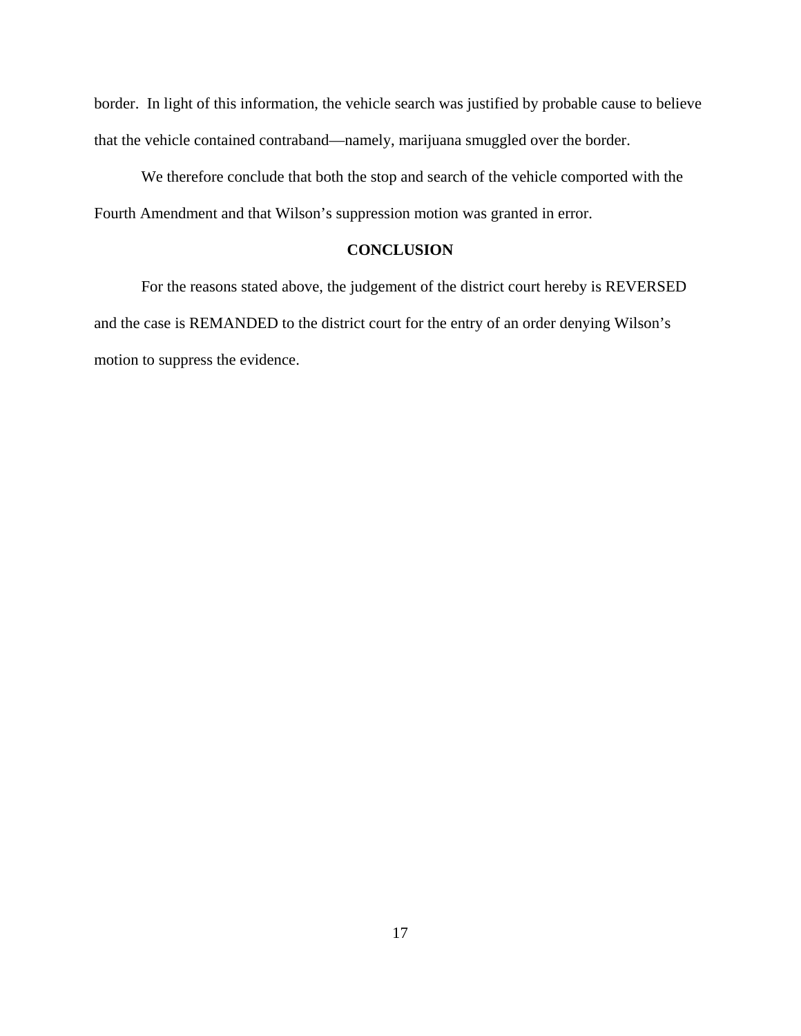border. In light of this information, the vehicle search was justified by probable cause to believe that the vehicle contained contraband—namely, marijuana smuggled over the border.

We therefore conclude that both the stop and search of the vehicle comported with the Fourth Amendment and that Wilson's suppression motion was granted in error.

## CONCLUSION

For the reasons stated above, the judgement of the district court hereby is REVERSED and the case is REMANDED to the district court for the entry of an order denying Wilson's motion to suppress the evidence.